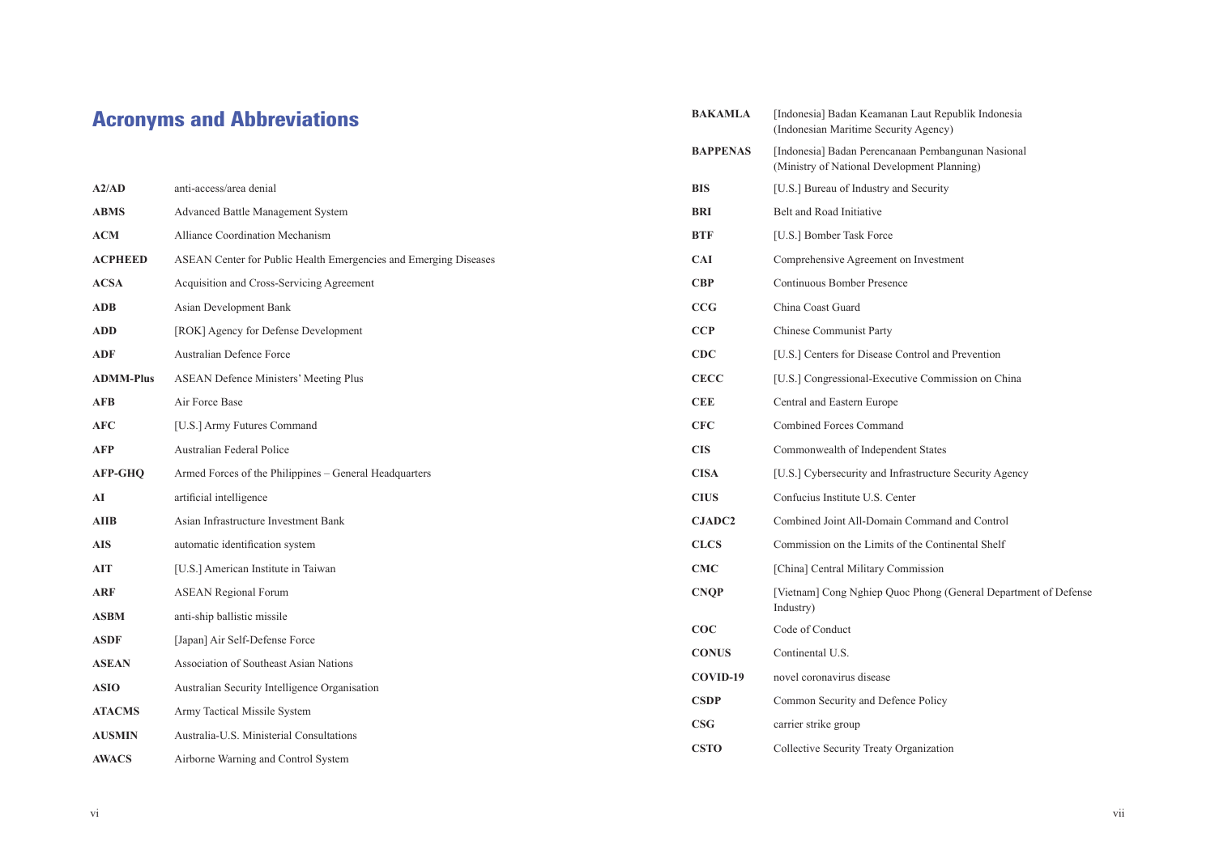## Acronyms and Abbreviations

| | |
|---|---|
| **A2/AD** | anti-access/area denial |
| **ABMS** | Advanced Battle Management System |
| **ACM** | Alliance Coordination Mechanism |
| **ACPHEED** | ASEAN Center for Public Health Emergencies and Emerging Diseases |
| **ACSA** | Acquisition and Cross-Servicing Agreement |
| **ADB** | Asian Development Bank |
| **ADD** | [ROK] Agency for Defense Development |
| **ADF** | Australian Defence Force |
| **ADMM-Plus** | ASEAN Defence Ministers' Meeting Plus |
| **AFB** | Air Force Base |
| **AFC** | [U.S.] Army Futures Command |
| **AFP** | Australian Federal Police |
| **AFP-GHQ** | Armed Forces of the Philippines – General Headquarters |
| **AI** | artificial intelligence |
| **AIIB** | Asian Infrastructure Investment Bank |
| **AIS** | automatic identification system |
| **AIT** | [U.S.] American Institute in Taiwan |
| **ARF** | ASEAN Regional Forum |
| **ASBM** | anti-ship ballistic missile |
| **ASDF** | [Japan] Air Self-Defense Force |
| **ASEAN** | Association of Southeast Asian Nations |
| **ASIO** | Australian Security Intelligence Organisation |
| **ATACMS** | Army Tactical Missile System |
| **AUSMIN** | Australia-U.S. Ministerial Consultations |
| **AWACS** | Airborne Warning and Control System |
| **BAKAMLA** | [Indonesia] Badan Keamanan Laut Republik Indonesia (Indonesian Maritime Security Agency) |
| **BAPPENAS** | [Indonesia] Badan Perencanaan Pembangunan Nasional (Ministry of National Development Planning) |
| **BIS** | [U.S.] Bureau of Industry and Security |
| **BRI** | Belt and Road Initiative |
| **BTF** | [U.S.] Bomber Task Force |
| **CAI** | Comprehensive Agreement on Investment |
| **CBP** | Continuous Bomber Presence |
| **CCG** | China Coast Guard |
| **CCP** | Chinese Communist Party |
| **CDC** | [U.S.] Centers for Disease Control and Prevention |
| **CECC** | [U.S.] Congressional-Executive Commission on China |
| **CEE** | Central and Eastern Europe |
| **CFC** | Combined Forces Command |
| **CIS** | Commonwealth of Independent States |
| **CISA** | [U.S.] Cybersecurity and Infrastructure Security Agency |
| **CIUS** | Confucius Institute U.S. Center |
| **CJADC2** | Combined Joint All-Domain Command and Control |
| **CLCS** | Commission on the Limits of the Continental Shelf |
| **CMC** | [China] Central Military Commission |
| **CNQP** | [Vietnam] Cong Nghiep Quoc Phong (General Department of Defense Industry) |
| **COC** | Code of Conduct |
| **CONUS** | Continental U.S. |
| **COVID-19** | novel coronavirus disease |
| **CSDP** | Common Security and Defence Policy |
| **CSG** | carrier strike group |
| **CSTO** | Collective Security Treaty Organization |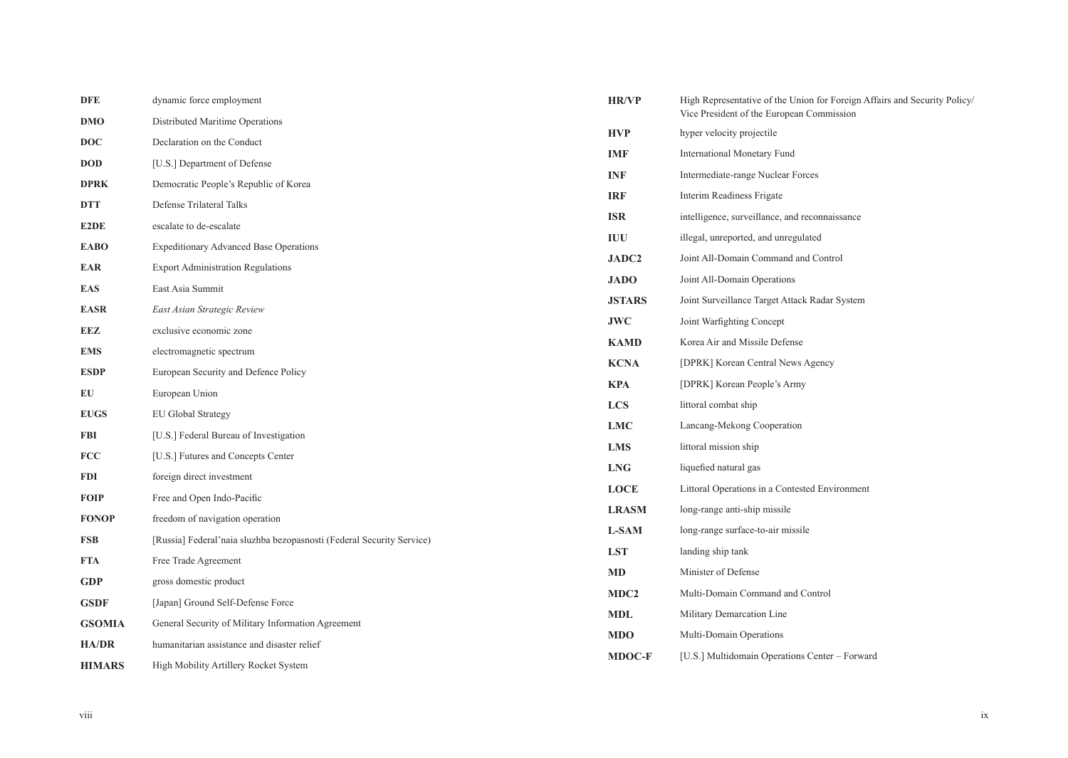| | |
|---|---|
| **DFE** | dynamic force employment |
| **DMO** | Distributed Maritime Operations |
| **DOC** | Declaration on the Conduct |
| **DOD** | [U.S.] Department of Defense |
| **DPRK** | Democratic People's Republic of Korea |
| **DTT** | Defense Trilateral Talks |
| **E2DE** | escalate to de-escalate |
| **EABO** | Expeditionary Advanced Base Operations |
| **EAR** | Export Administration Regulations |
| **EAS** | East Asia Summit |
| **EASR** | *East Asian Strategic Review* |
| **EEZ** | exclusive economic zone |
| **EMS** | electromagnetic spectrum |
| **ESDP** | European Security and Defence Policy |
| **EU** | European Union |
| **EUGS** | EU Global Strategy |
| **FBI** | [U.S.] Federal Bureau of Investigation |
| **FCC** | [U.S.] Futures and Concepts Center |
| **FDI** | foreign direct investment |
| **FOIP** | Free and Open Indo-Pacific |
| **FONOP** | freedom of navigation operation |
| **FSB** | [Russia] Federal'naia sluzhba bezopasnosti (Federal Security Service) |
| **FTA** | Free Trade Agreement |
| **GDP** | gross domestic product |
| **GSDF** | [Japan] Ground Self-Defense Force |
| **GSOMIA** | General Security of Military Information Agreement |
| **HA/DR** | humanitarian assistance and disaster relief |
| **HIMARS** | High Mobility Artillery Rocket System |
| **HR/VP** | High Representative of the Union for Foreign Affairs and Security Policy/ Vice President of the European Commission |
| **HVP** | hyper velocity projectile |
| **IMF** | International Monetary Fund |
| **INF** | Intermediate-range Nuclear Forces |
| **IRF** | Interim Readiness Frigate |
| **ISR** | intelligence, surveillance, and reconnaissance |
| **IUU** | illegal, unreported, and unregulated |
| **JADC2** | Joint All-Domain Command and Control |
| **JADO** | Joint All-Domain Operations |
| **JSTARS** | Joint Surveillance Target Attack Radar System |
| **JWC** | Joint Warfighting Concept |
| **KAMD** | Korea Air and Missile Defense |
| **KCNA** | [DPRK] Korean Central News Agency |
| **KPA** | [DPRK] Korean People's Army |
| **LCS** | littoral combat ship |
| **LMC** | Lancang-Mekong Cooperation |
| **LMS** | littoral mission ship |
| **LNG** | liquefied natural gas |
| **LOCE** | Littoral Operations in a Contested Environment |
| **LRASM** | long-range anti-ship missile |
| **L-SAM** | long-range surface-to-air missile |
| **LST** | landing ship tank |
| **MD** | Minister of Defense |
| **MDC2** | Multi-Domain Command and Control |
| **MDL** | Military Demarcation Line |
| **MDO** | Multi-Domain Operations |
| **MDOC-F** | [U.S.] Multidomain Operations Center – Forward |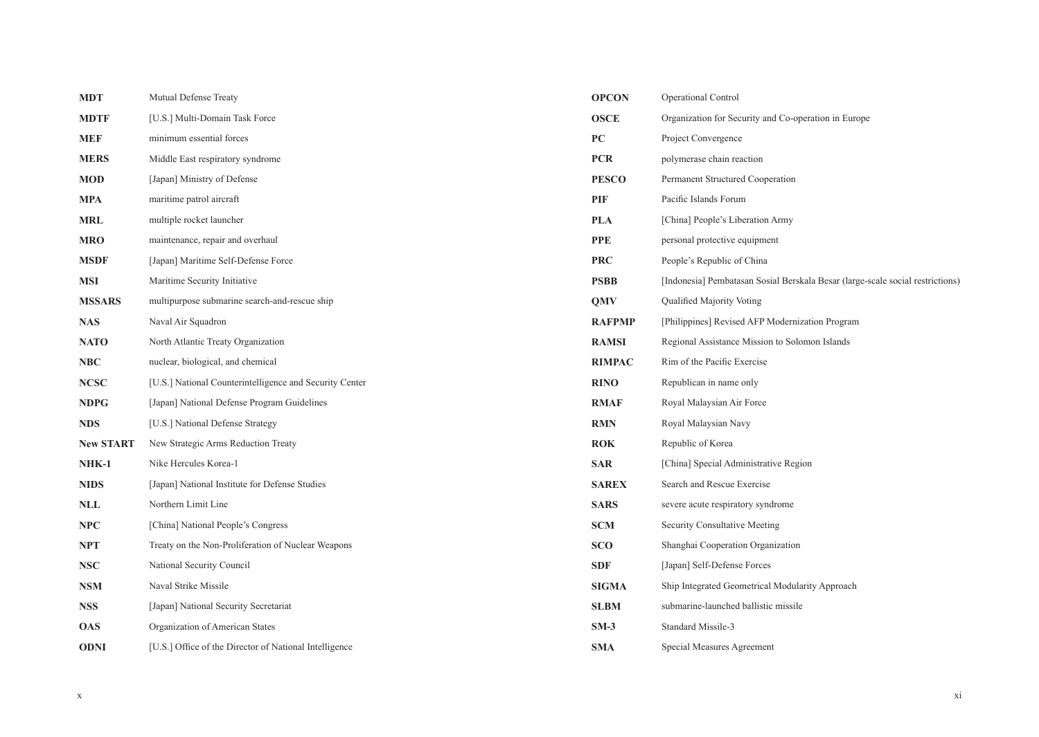| | |
|---|---|
| **MDT** | Mutual Defense Treaty |
| **MDTF** | [U.S.] Multi-Domain Task Force |
| **MEF** | minimum essential forces |
| **MERS** | Middle East respiratory syndrome |
| **MOD** | [Japan] Ministry of Defense |
| **MPA** | maritime patrol aircraft |
| **MRL** | multiple rocket launcher |
| **MRO** | maintenance, repair and overhaul |
| **MSDF** | [Japan] Maritime Self-Defense Force |
| **MSI** | Maritime Security Initiative |
| **MSSARS** | multipurpose submarine search-and-rescue ship |
| **NAS** | Naval Air Squadron |
| **NATO** | North Atlantic Treaty Organization |
| **NBC** | nuclear, biological, and chemical |
| **NCSC** | [U.S.] National Counterintelligence and Security Center |
| **NDPG** | [Japan] National Defense Program Guidelines |
| **NDS** | [U.S.] National Defense Strategy |
| **New START** | New Strategic Arms Reduction Treaty |
| **NHK-1** | Nike Hercules Korea-1 |
| **NIDS** | [Japan] National Institute for Defense Studies |
| **NLL** | Northern Limit Line |
| **NPC** | [China] National People's Congress |
| **NPT** | Treaty on the Non-Proliferation of Nuclear Weapons |
| **NSC** | National Security Council |
| **NSM** | Naval Strike Missile |
| **NSS** | [Japan] National Security Secretariat |
| **OAS** | Organization of American States |
| **ODNI** | [U.S.] Office of the Director of National Intelligence |
| **OPCON** | Operational Control |
| **OSCE** | Organization for Security and Co-operation in Europe |
| **PC** | Project Convergence |
| **PCR** | polymerase chain reaction |
| **PESCO** | Permanent Structured Cooperation |
| **PIF** | Pacific Islands Forum |
| **PLA** | [China] People's Liberation Army |
| **PPE** | personal protective equipment |
| **PRC** | People's Republic of China |
| **PSBB** | [Indonesia] Pembatasan Sosial Berskala Besar (large-scale social restrictions) |
| **QMV** | Qualified Majority Voting |
| **RAFPMP** | [Philippines] Revised AFP Modernization Program |
| **RAMSI** | Regional Assistance Mission to Solomon Islands |
| **RIMPAC** | Rim of the Pacific Exercise |
| **RINO** | Republican in name only |
| **RMAF** | Royal Malaysian Air Force |
| **RMN** | Royal Malaysian Navy |
| **ROK** | Republic of Korea |
| **SAR** | [China] Special Administrative Region |
| **SAREX** | Search and Rescue Exercise |
| **SARS** | severe acute respiratory syndrome |
| **SCM** | Security Consultative Meeting |
| **SCO** | Shanghai Cooperation Organization |
| **SDF** | [Japan] Self-Defense Forces |
| **SIGMA** | Ship Integrated Geometrical Modularity Approach |
| **SLBM** | submarine-launched ballistic missile |
| **SM-3** | Standard Missile-3 |
| **SMA** | Special Measures Agreement |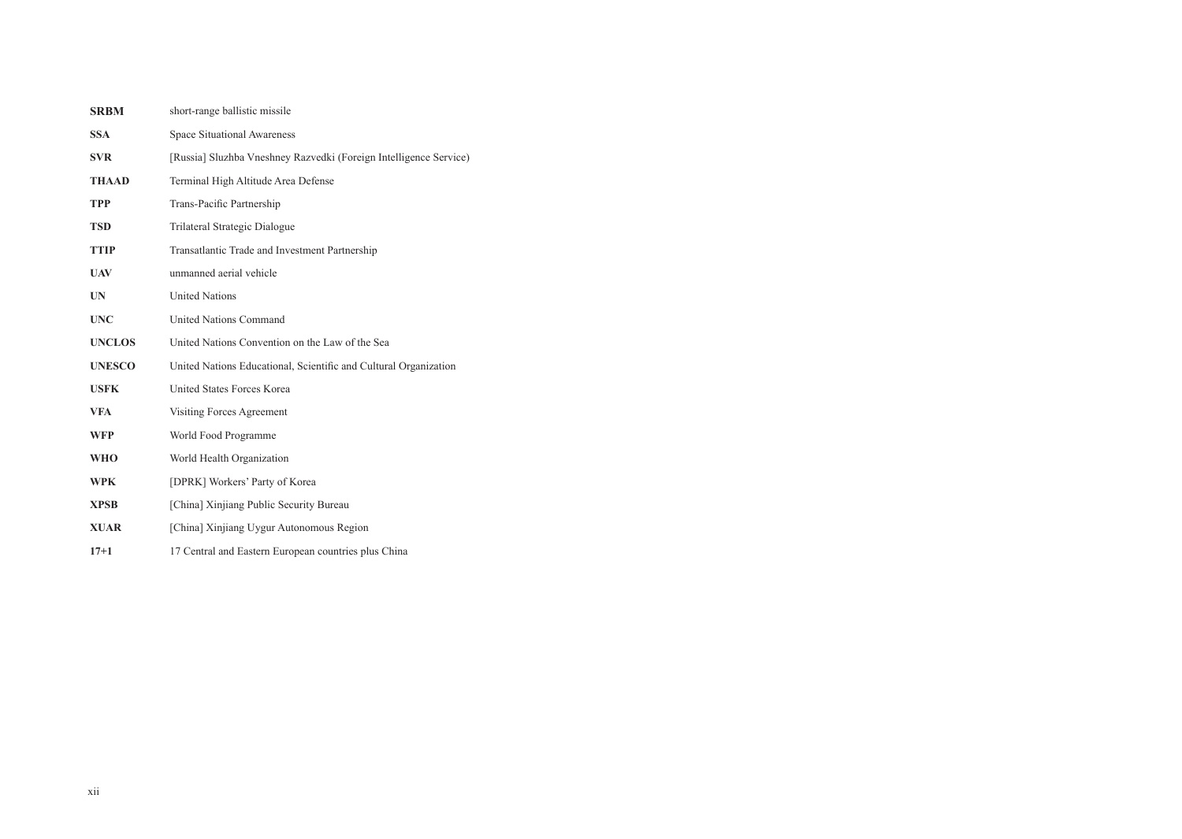| | |
|---|---|
| **SRBM** | short-range ballistic missile |
| **SSA** | Space Situational Awareness |
| **SVR** | [Russia] Sluzhba Vneshney Razvedki (Foreign Intelligence Service) |
| **THAAD** | Terminal High Altitude Area Defense |
| **TPP** | Trans-Pacific Partnership |
| **TSD** | Trilateral Strategic Dialogue |
| **TTIP** | Transatlantic Trade and Investment Partnership |
| **UAV** | unmanned aerial vehicle |
| **UN** | United Nations |
| **UNC** | United Nations Command |
| **UNCLOS** | United Nations Convention on the Law of the Sea |
| **UNESCO** | United Nations Educational, Scientific and Cultural Organization |
| **USFK** | United States Forces Korea |
| **VFA** | Visiting Forces Agreement |
| **WFP** | World Food Programme |
| **WHO** | World Health Organization |
| **WPK** | [DPRK] Workers' Party of Korea |
| **XPSB** | [China] Xinjiang Public Security Bureau |
| **XUAR** | [China] Xinjiang Uygur Autonomous Region |
| **17+1** | 17 Central and Eastern European countries plus China |